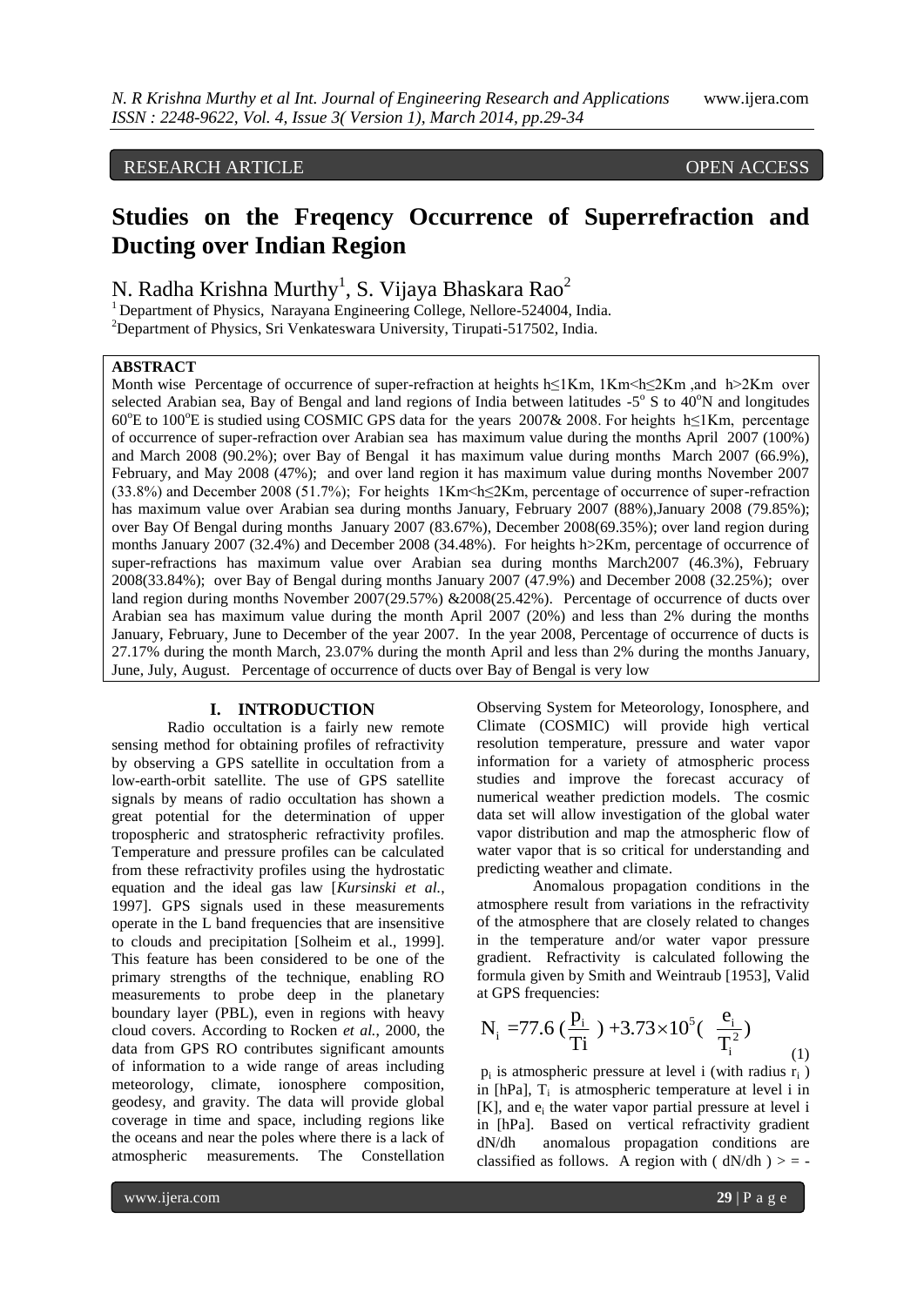RESEARCH ARTICLE OPEN ACCESS

# Studies on the Freqency Occurrence of Superrefraction and Ducting over Indian Region

N. Radha Krishna Murthy[1], S. Vijaya Bhaskara Rao[2]

[1] Department of Physics, Narayana Engineering College, Nellore-524004, India.
[2] Department of Physics, Sri Venkateswara University, Tirupati-517502, India.

## ABSTRACT

Month wise Percentage of occurrence of super-refraction at heights h≤1Km, 1Km<h≤2Km ,and h>2Km over selected Arabian sea, Bay of Bengal and land regions of India between latitudes -5° S to 40°N and longitudes 60°E to 100°E is studied using COSMIC GPS data for the years 2007& 2008. For heights h≤1Km, percentage of occurrence of super-refraction over Arabian sea has maximum value during the months April 2007 (100%) and March 2008 (90.2%); over Bay of Bengal it has maximum value during months March 2007 (66.9%), February, and May 2008 (47%); and over land region it has maximum value during months November 2007 (33.8%) and December 2008 (51.7%); For heights 1Km<h≤2Km, percentage of occurrence of super-refraction has maximum value over Arabian sea during months January, February 2007 (88%),January 2008 (79.85%); over Bay Of Bengal during months January 2007 (83.67%), December 2008(69.35%); over land region during months January 2007 (32.4%) and December 2008 (34.48%). For heights h>2Km, percentage of occurrence of super-refractions has maximum value over Arabian sea during months March2007 (46.3%), February 2008(33.84%); over Bay of Bengal during months January 2007 (47.9%) and December 2008 (32.25%); over land region during months November 2007(29.57%) &2008(25.42%). Percentage of occurrence of ducts over Arabian sea has maximum value during the month April 2007 (20%) and less than 2% during the months January, February, June to December of the year 2007. In the year 2008, Percentage of occurrence of ducts is 27.17% during the month March, 23.07% during the month April and less than 2% during the months January, June, July, August. Percentage of occurrence of ducts over Bay of Bengal is very low

## I. INTRODUCTION

Radio occultation is a fairly new remote sensing method for obtaining profiles of refractivity by observing a GPS satellite in occultation from a low-earth-orbit satellite. The use of GPS satellite signals by means of radio occultation has shown a great potential for the determination of upper tropospheric and stratospheric refractivity profiles. Temperature and pressure profiles can be calculated from these refractivity profiles using the hydrostatic equation and the ideal gas law [*Kursinski et al.*, 1997]. GPS signals used in these measurements operate in the L band frequencies that are insensitive to clouds and precipitation [Solheim et al., 1999]. This feature has been considered to be one of the primary strengths of the technique, enabling RO measurements to probe deep in the planetary boundary layer (PBL), even in regions with heavy cloud covers. According to Rocken *et al.*, 2000, the data from GPS RO contributes significant amounts of information to a wide range of areas including meteorology, climate, ionosphere composition, geodesy, and gravity. The data will provide global coverage in time and space, including regions like the oceans and near the poles where there is a lack of atmospheric measurements. The Constellation Observing System for Meteorology, Ionosphere, and Climate (COSMIC) will provide high vertical resolution temperature, pressure and water vapor information for a variety of atmospheric process studies and improve the forecast accuracy of numerical weather prediction models. The cosmic data set will allow investigation of the global water vapor distribution and map the atmospheric flow of water vapor that is so critical for understanding and predicting weather and climate.

Anomalous propagation conditions in the atmosphere result from variations in the refractivity of the atmosphere that are closely related to changes in the temperature and/or water vapor pressure gradient. Refractivity is calculated following the formula given by Smith and Weintraub [1953], Valid at GPS frequencies:

$$N_i = 77.6\left(\frac{p_i}{T_i}\right) + 3.73\times10^5\left(\frac{e_i}{T_i^2}\right) \quad (1)$$

$p_i$ is atmospheric pressure at level i (with radius $r_i$) in [hPa], $T_i$ is atmospheric temperature at level i in [K], and $e_i$ the water vapor partial pressure at level i in [hPa]. Based on vertical refractivity gradient dN/dh anomalous propagation conditions are classified as follows. A region with ( dN/dh ) > = -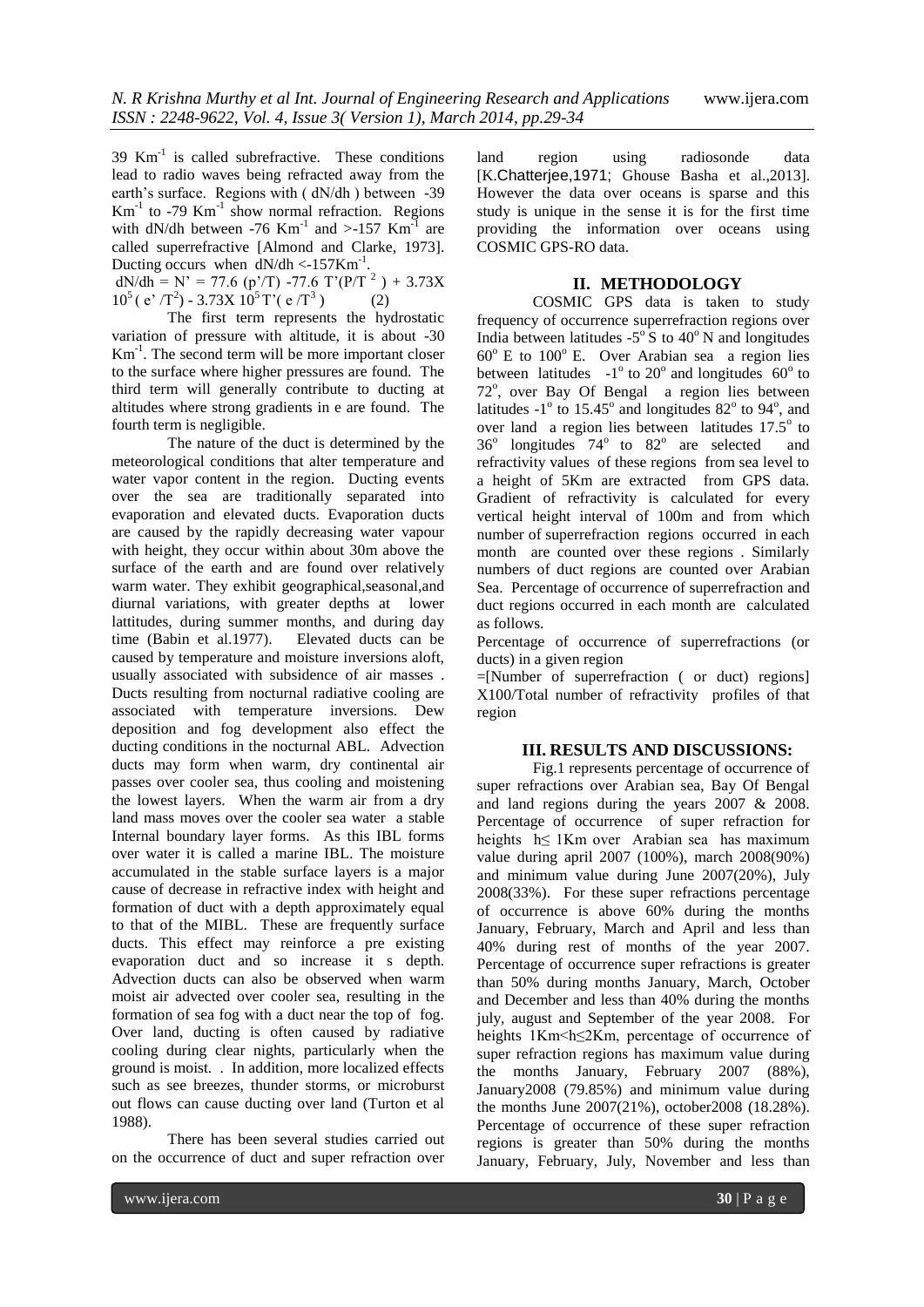39 $Km^{-1}$ is called subrefractive. These conditions lead to radio waves being refracted away from the earth's surface. Regions with ( dN/dh ) between -39 $Km^{-1}$ to -79 $Km^{-1}$ show normal refraction. Regions with dN/dh between -76 $Km^{-1}$ and >-157 $Km^{-1}$ are called superrefractive [Almond and Clarke, 1973]. Ducting occurs when dN/dh <-157$Km^{-1}$.

$$dN/dh = N' = 77.6\ (p'/T)\ -77.6\ T'(P/T^2) + 3.73X\ 10^5 (e'/T^2) - 3.73X\ 10^5 T'(e/T^3) \quad (2)$$

The first term represents the hydrostatic variation of pressure with altitude, it is about -30 $Km^{-1}$. The second term will be more important closer to the surface where higher pressures are found. The third term will generally contribute to ducting at altitudes where strong gradients in e are found. The fourth term is negligible.

The nature of the duct is determined by the meteorological conditions that alter temperature and water vapor content in the region. Ducting events over the sea are traditionally separated into evaporation and elevated ducts. Evaporation ducts are caused by the rapidly decreasing water vapour with height, they occur within about 30m above the surface of the earth and are found over relatively warm water. They exhibit geographical,seasonal,and diurnal variations, with greater depths at lower lattitudes, during summer months, and during day time (Babin et al.1977). Elevated ducts can be caused by temperature and moisture inversions aloft, usually associated with subsidence of air masses . Ducts resulting from nocturnal radiative cooling are associated with temperature inversions. Dew deposition and fog development also effect the ducting conditions in the nocturnal ABL. Advection ducts may form when warm, dry continental air passes over cooler sea, thus cooling and moistening the lowest layers. When the warm air from a dry land mass moves over the cooler sea water a stable Internal boundary layer forms. As this IBL forms over water it is called a marine IBL. The moisture accumulated in the stable surface layers is a major cause of decrease in refractive index with height and formation of duct with a depth approximately equal to that of the MIBL. These are frequently surface ducts. This effect may reinforce a pre existing evaporation duct and so increase it s depth. Advection ducts can also be observed when warm moist air advected over cooler sea, resulting in the formation of sea fog with a duct near the top of fog. Over land, ducting is often caused by radiative cooling during clear nights, particularly when the ground is moist. . In addition, more localized effects such as see breezes, thunder storms, or microburst out flows can cause ducting over land (Turton et al 1988).

There has been several studies carried out on the occurrence of duct and super refraction over land region using radiosonde data [K.Chatterjee,1971; Ghouse Basha et al.,2013]. However the data over oceans is sparse and this study is unique in the sense it is for the first time providing the information over oceans using COSMIC GPS-RO data.

## II. METHODOLOGY

COSMIC GPS data is taken to study frequency of occurrence superrefraction regions over India between latitudes -5° S to 40° N and longitudes 60° E to 100° E. Over Arabian sea a region lies between latitudes -1° to 20° and longitudes 60° to 72°, over Bay Of Bengal a region lies between latitudes -1° to 15.45° and longitudes 82° to 94°, and over land a region lies between latitudes 17.5° to 36° longitudes 74° to 82° are selected and refractivity values of these regions from sea level to a height of 5Km are extracted from GPS data. Gradient of refractivity is calculated for every vertical height interval of 100m and from which number of superrefraction regions occurred in each month are counted over these regions . Similarly numbers of duct regions are counted over Arabian Sea. Percentage of occurrence of superrefraction and duct regions occurred in each month are calculated as follows.

Percentage of occurrence of superrefractions (or ducts) in a given region

=[Number of superrefraction ( or duct) regions] X100/Total number of refractivity profiles of that region

## III. RESULTS AND DISCUSSIONS:

Fig.1 represents percentage of occurrence of super refractions over Arabian sea, Bay Of Bengal and land regions during the years 2007 & 2008. Percentage of occurrence of super refraction for heights h≤ 1Km over Arabian sea has maximum value during april 2007 (100%), march 2008(90%) and minimum value during June 2007(20%), July 2008(33%). For these super refractions percentage of occurrence is above 60% during the months January, February, March and April and less than 40% during rest of months of the year 2007. Percentage of occurrence super refractions is greater than 50% during months January, March, October and December and less than 40% during the months july, august and September of the year 2008. For heights 1Km<h≤2Km, percentage of occurrence of super refraction regions has maximum value during the months January, February 2007 (88%), January2008 (79.85%) and minimum value during the months June 2007(21%), october2008 (18.28%). Percentage of occurrence of these super refraction regions is greater than 50% during the months January, February, July, November and less than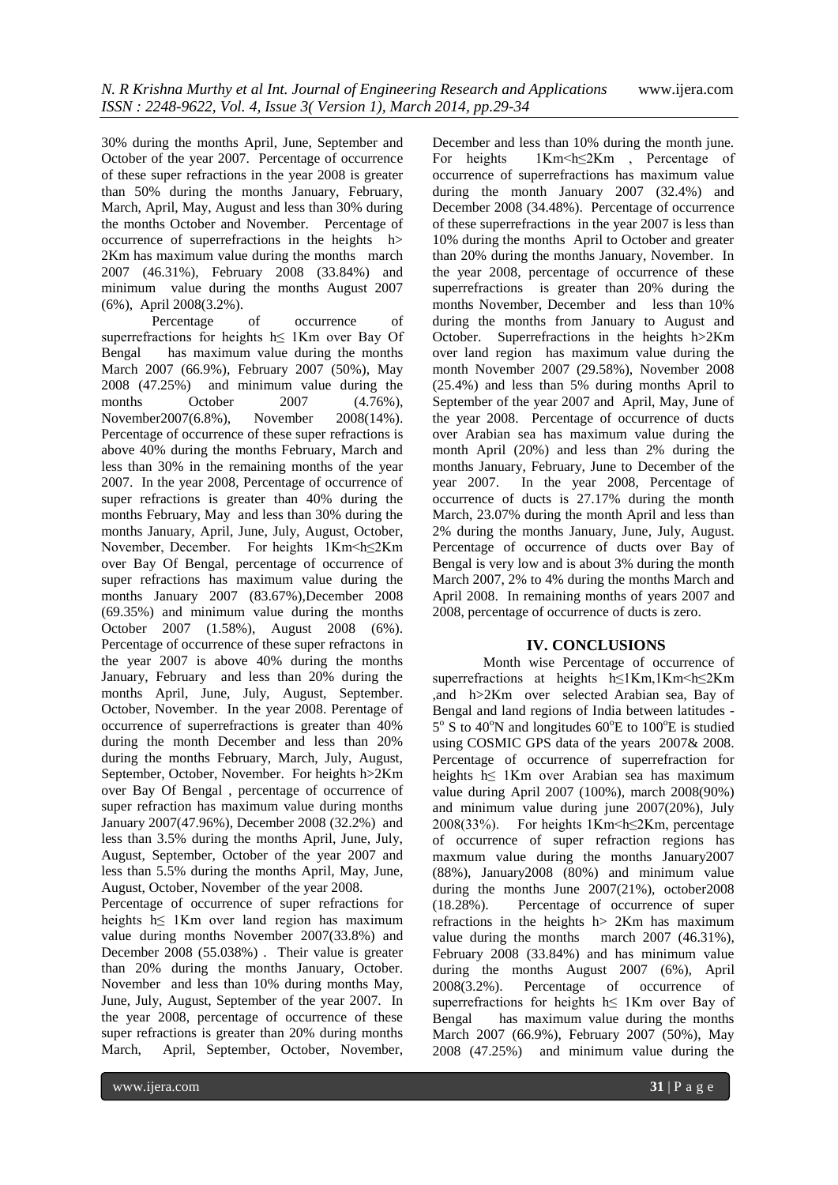30% during the months April, June, September and October of the year 2007. Percentage of occurrence of these super refractions in the year 2008 is greater than 50% during the months January, February, March, April, May, August and less than 30% during the months October and November. Percentage of occurrence of superrefractions in the heights h> 2Km has maximum value during the months march 2007 (46.31%), February 2008 (33.84%) and minimum value during the months August 2007 (6%), April 2008(3.2%).

Percentage of occurrence of superrefractions for heights h≤ 1Km over Bay Of Bengal has maximum value during the months March 2007 (66.9%), February 2007 (50%), May 2008 (47.25%) and minimum value during the months October 2007 (4.76%), November2007(6.8%), November 2008(14%). Percentage of occurrence of these super refractions is above 40% during the months February, March and less than 30% in the remaining months of the year 2007. In the year 2008, Percentage of occurrence of super refractions is greater than 40% during the months February, May and less than 30% during the months January, April, June, July, August, October, November, December. For heights 1Km<h≤2Km over Bay Of Bengal, percentage of occurrence of super refractions has maximum value during the months January 2007 (83.67%),December 2008 (69.35%) and minimum value during the months October 2007 (1.58%), August 2008 (6%). Percentage of occurrence of these super refractons in the year 2007 is above 40% during the months January, February and less than 20% during the months April, June, July, August, September. October, November. In the year 2008. Perentage of occurrence of superrefractions is greater than 40% during the month December and less than 20% during the months February, March, July, August, September, October, November. For heights h>2Km over Bay Of Bengal , percentage of occurrence of super refraction has maximum value during months January 2007(47.96%), December 2008 (32.2%) and less than 3.5% during the months April, June, July, August, September, October of the year 2007 and less than 5.5% during the months April, May, June, August, October, November of the year 2008.

Percentage of occurrence of super refractions for heights h≤ 1Km over land region has maximum value during months November 2007(33.8%) and December 2008 (55.038%) . Their value is greater than 20% during the months January, October. November and less than 10% during months May, June, July, August, September of the year 2007. In the year 2008, percentage of occurrence of these super refractions is greater than 20% during months March, April, September, October, November, December and less than 10% during the month june. For heights 1Km<h≤2Km , Percentage of occurrence of superrefractions has maximum value during the month January 2007 (32.4%) and December 2008 (34.48%). Percentage of occurrence of these superrefractions in the year 2007 is less than 10% during the months April to October and greater than 20% during the months January, November. In the year 2008, percentage of occurrence of these superrefractions is greater than 20% during the months November, December and less than 10% during the months from January to August and October. Superrefractions in the heights h>2Km over land region has maximum value during the month November 2007 (29.58%), November 2008 (25.4%) and less than 5% during months April to September of the year 2007 and April, May, June of the year 2008. Percentage of occurrence of ducts over Arabian sea has maximum value during the month April (20%) and less than 2% during the months January, February, June to December of the year 2007. In the year 2008, Percentage of occurrence of ducts is 27.17% during the month March, 23.07% during the month April and less than 2% during the months January, June, July, August. Percentage of occurrence of ducts over Bay of Bengal is very low and is about 3% during the month March 2007, 2% to 4% during the months March and April 2008. In remaining months of years 2007 and 2008, percentage of occurrence of ducts is zero.

## IV. CONCLUSIONS

Month wise Percentage of occurrence of superrefractions at heights h≤1Km,1Km<h≤2Km ,and h>2Km over selected Arabian sea, Bay of Bengal and land regions of India between latitudes - $5^o$ S to $40^o$N and longitudes $60^o$E to $100^o$E is studied using COSMIC GPS data of the years 2007& 2008. Percentage of occurrence of superrefraction for heights h≤ 1Km over Arabian sea has maximum value during April 2007 (100%), march 2008(90%) and minimum value during june 2007(20%), July 2008(33%). For heights 1Km<h≤2Km, percentage of occurrence of super refraction regions has maxmum value during the months January2007 (88%), January2008 (80%) and minimum value during the months June 2007(21%), october2008 (18.28%). Percentage of occurrence of super refractions in the heights h> 2Km has maximum value during the months march 2007 (46.31%), February 2008 (33.84%) and has minimum value during the months August 2007 (6%), April 2008(3.2%). Percentage of occurrence of superrefractions for heights h≤ 1Km over Bay of Bengal has maximum value during the months March 2007 (66.9%), February 2007 (50%), May 2008 (47.25%) and minimum value during the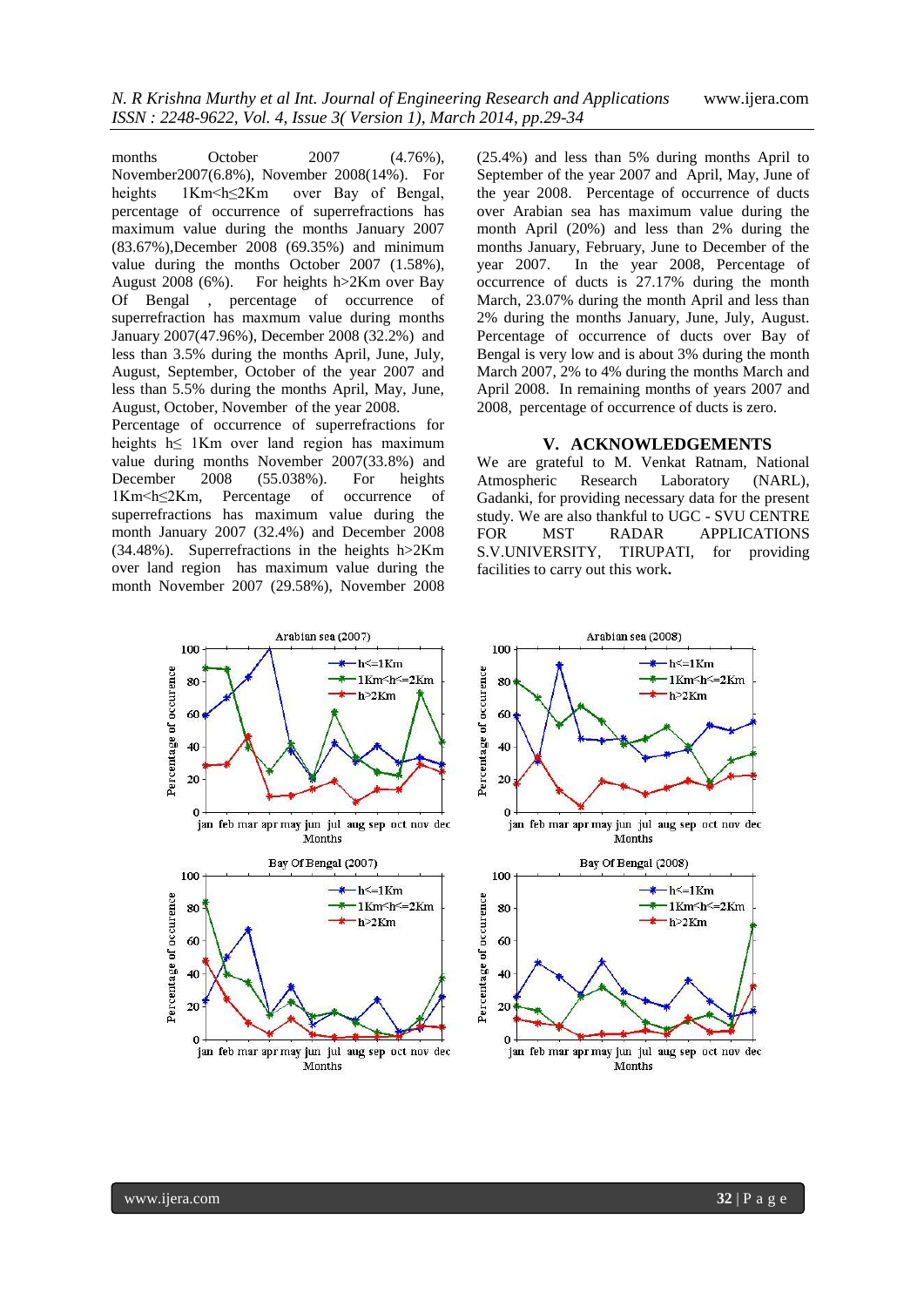months October 2007 (4.76%), November2007(6.8%), November 2008(14%). For heights 1Km<h≤2Km over Bay of Bengal, percentage of occurrence of superefractions has maximum value during the months January 2007 (83.67%),December 2008 (69.35%) and minimum value during the months October 2007 (1.58%), August 2008 (6%). For heights h>2Km over Bay Of Bengal , percentage of occurrence of superrefraction has maxmum value during months January 2007(47.96%), December 2008 (32.2%) and less than 3.5% during the months April, June, July, August, September, October of the year 2007 and less than 5.5% during the months April, May, June, August, October, November of the year 2008.

Percentage of occurrence of superrefractions for heights h≤ 1Km over land region has maximum value during months November 2007(33.8%) and December 2008 (55.038%). For heights 1Km<h≤2Km, Percentage of occurrence of superrefractions has maximum value during the month January 2007 (32.4%) and December 2008 (34.48%). Superefractions in the heights h>2Km over land region has maximum value during the month November 2007 (29.58%), November 2008 (25.4%) and less than 5% during months April to September of the year 2007 and April, May, June of the year 2008. Percentage of occurrence of ducts over Arabian sea has maximum value during the month April (20%) and less than 2% during the months January, February, June to December of the year 2007. In the year 2008, Percentage of occurrence of ducts is 27.17% during the month March, 23.07% during the month April and less than 2% during the months January, June, July, August. Percentage of occurrence of ducts over Bay of Bengal is very low and is about 3% during the month March 2007, 2% to 4% during the months March and April 2008. In remaining months of years 2007 and 2008, percentage of occurrence of ducts is zero.

## V. ACKNOWLEDGEMENTS

We are grateful to M. Venkat Ratnam, National Atmospheric Research Laboratory (NARL), Gadanki, for providing necessary data for the present study. We are also thankful to UGC - SVU CENTRE FOR MST RADAR APPLICATIONS S.V.UNIVERSITY, TIRUPATI, for providing facilities to carry out this work**.**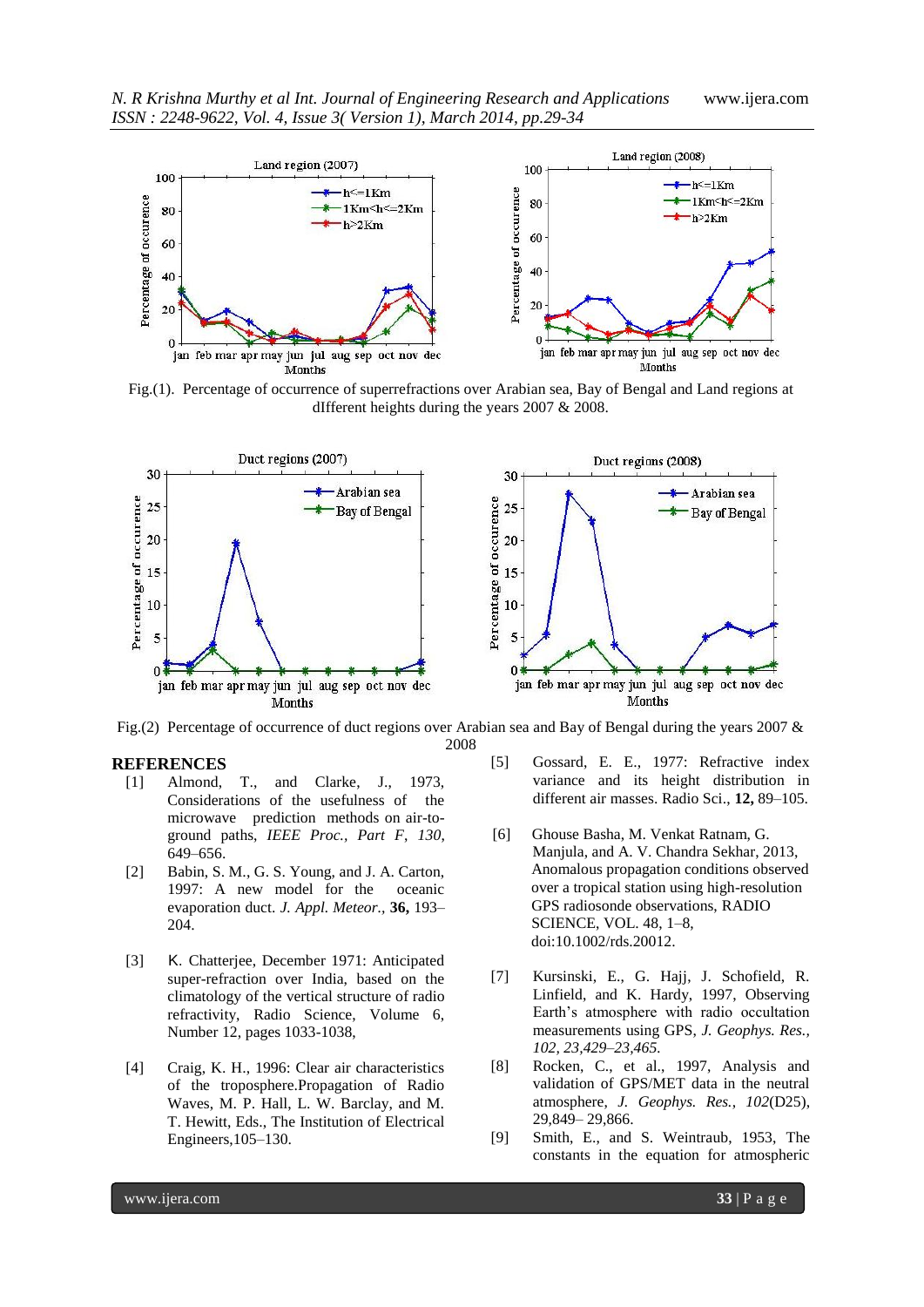Fig.(1). Percentage of occurrence of superrefractions over Arabian sea, Bay of Bengal and Land regions at dIfferent heights during the years 2007 & 2008.

Fig.(2) Percentage of occurrence of duct regions over Arabian sea and Bay of Bengal during the years 2007 & 2008

## REFERENCES

[1] Almond, T., and Clarke, J., 1973, Considerations of the usefulness of the microwave prediction methods on air-to-ground paths, *IEEE Proc., Part F, 130*, 649–656.

[2] Babin, S. M., G. S. Young, and J. A. Carton, 1997: A new model for the oceanic evaporation duct. *J. Appl. Meteor.,* **36,** 193–204.

[3] K. Chatterjee, December 1971: Anticipated super-refraction over India, based on the climatology of the vertical structure of radio refractivity, Radio Science, Volume 6, Number 12, pages 1033-1038,

[4] Craig, K. H., 1996: Clear air characteristics of the troposphere.Propagation of Radio Waves, M. P. Hall, L. W. Barclay, and M. T. Hewitt, Eds., The Institution of Electrical Engineers,105–130.

[5] Gossard, E. E., 1977: Refractive index variance and its height distribution in different air masses. Radio Sci., **12,** 89–105.

[6] Ghouse Basha, M. Venkat Ratnam, G. Manjula, and A. V. Chandra Sekhar, 2013, Anomalous propagation conditions observed over a tropical station using high-resolution GPS radiosonde observations, RADIO SCIENCE, VOL. 48, 1–8, doi:10.1002/rds.20012.

[7] Kursinski, E., G. Hajj, J. Schofield, R. Linfield, and K. Hardy, 1997, Observing Earth's atmosphere with radio occultation measurements using GPS, *J. Geophys. Res., 102, 23,429–23,465.*

[8] Rocken, C., et al., 1997, Analysis and validation of GPS/MET data in the neutral atmosphere, *J. Geophys. Res., 102*(D25), 29,849– 29,866.

[9] Smith, E., and S. Weintraub, 1953, The constants in the equation for atmospheric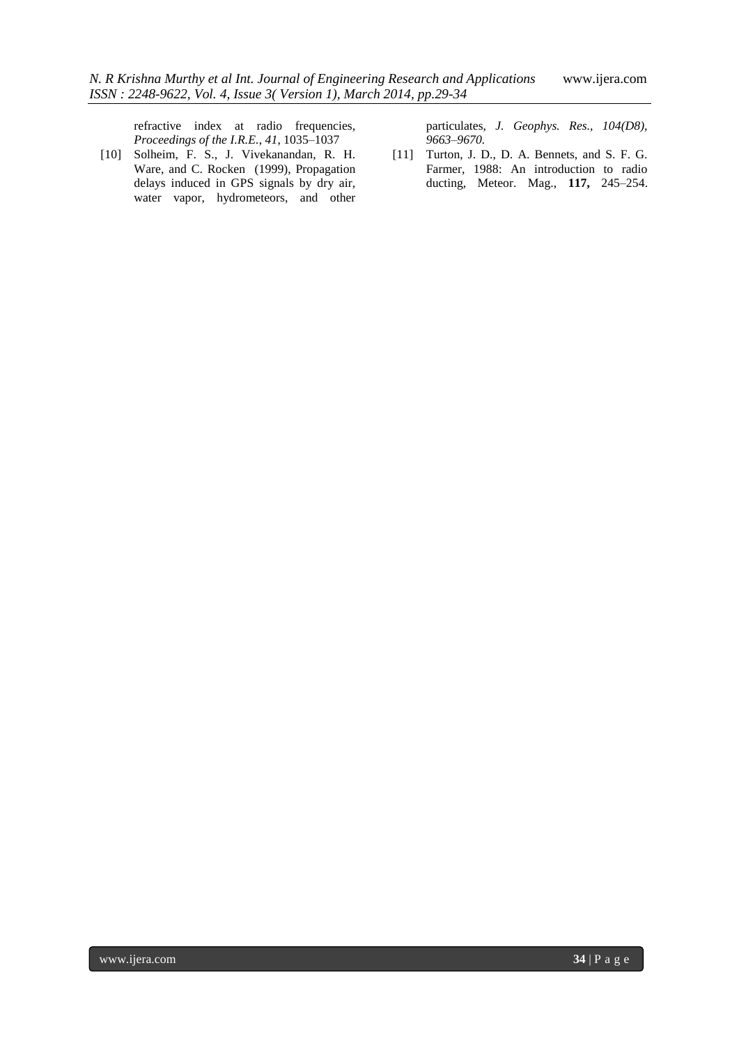refractive index at radio frequencies, *Proceedings of the I.R.E., 41*, 1035–1037

[10] Solheim, F. S., J. Vivekanandan, R. H. Ware, and C. Rocken (1999), Propagation delays induced in GPS signals by dry air, water vapor, hydrometeors, and other particulates, *J. Geophys. Res., 104(D8), 9663–9670*.

[11] Turton, J. D., D. A. Bennets, and S. F. G. Farmer, 1988: An introduction to radio ducting, Meteor. Mag., **117,** 245–254.